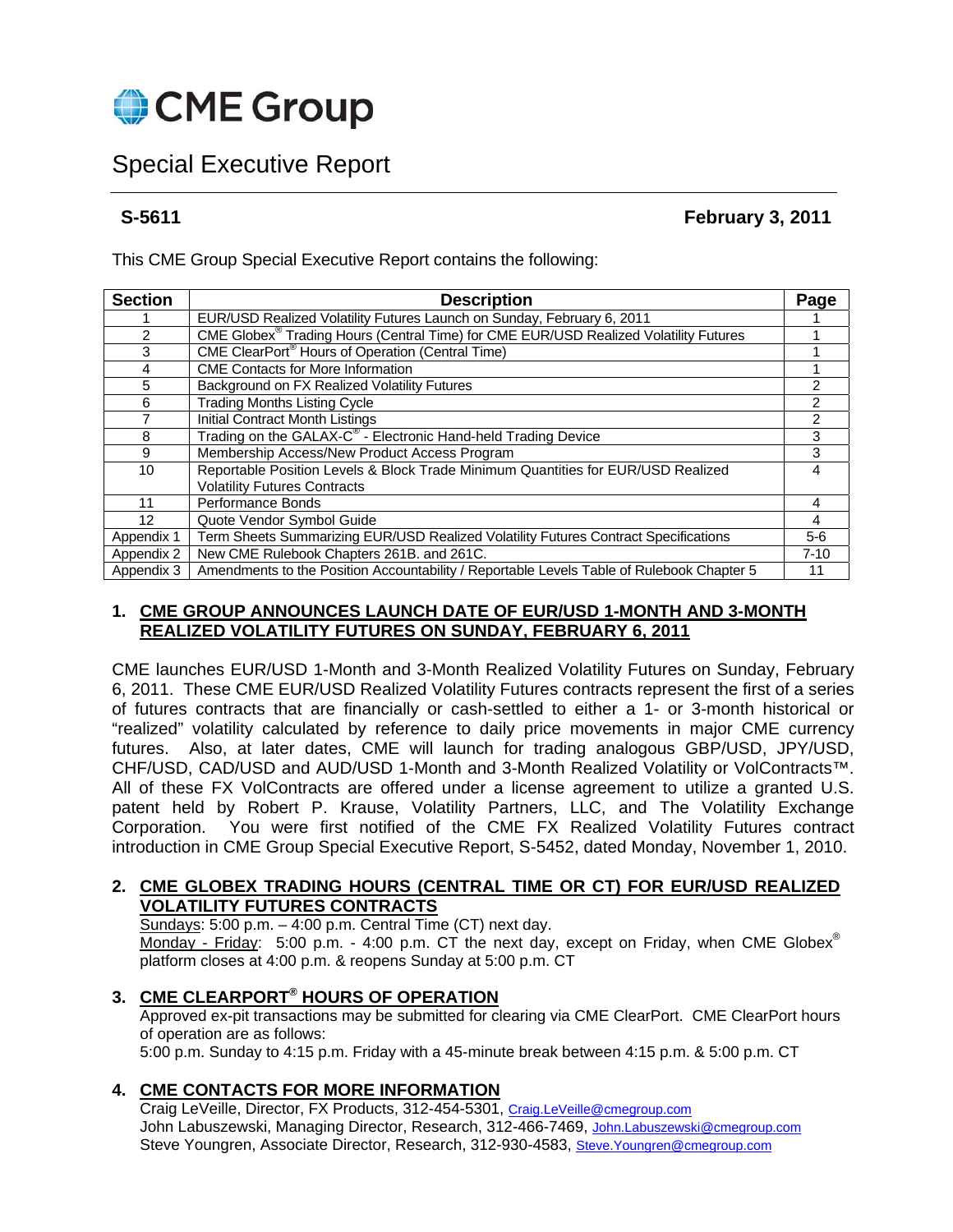# CME Group

## Special Executive Report

**S-5611** **February 3, 2011**

This CME Group Special Executive Report contains the following:

| Section | Description | Page |
|---|---|---|
| 1 | EUR/USD Realized Volatility Futures Launch on Sunday, February 6, 2011 | 1 |
| 2 | CME Globex® Trading Hours (Central Time) for CME EUR/USD Realized Volatility Futures | 1 |
| 3 | CME ClearPort® Hours of Operation (Central Time) | 1 |
| 4 | CME Contacts for More Information | 1 |
| 5 | Background on FX Realized Volatility Futures | 2 |
| 6 | Trading Months Listing Cycle | 2 |
| 7 | Initial Contract Month Listings | 2 |
| 8 | Trading on the GALAX-C® - Electronic Hand-held Trading Device | 3 |
| 9 | Membership Access/New Product Access Program | 3 |
| 10 | Reportable Position Levels & Block Trade Minimum Quantities for EUR/USD Realized Volatility Futures Contracts | 4 |
| 11 | Performance Bonds | 4 |
| 12 | Quote Vendor Symbol Guide | 4 |
| Appendix 1 | Term Sheets Summarizing EUR/USD Realized Volatility Futures Contract Specifications | 5-6 |
| Appendix 2 | New CME Rulebook Chapters 261B. and 261C. | 7-10 |
| Appendix 3 | Amendments to the Position Accountability / Reportable Levels Table of Rulebook Chapter 5 | 11 |

### 1. CME GROUP ANNOUNCES LAUNCH DATE OF EUR/USD 1-MONTH AND 3-MONTH REALIZED VOLATILITY FUTURES ON SUNDAY, FEBRUARY 6, 2011

CME launches EUR/USD 1-Month and 3-Month Realized Volatility Futures on Sunday, February 6, 2011. These CME EUR/USD Realized Volatility Futures contracts represent the first of a series of futures contracts that are financially or cash-settled to either a 1- or 3-month historical or "realized" volatility calculated by reference to daily price movements in major CME currency futures. Also, at later dates, CME will launch for trading analogous GBP/USD, JPY/USD, CHF/USD, CAD/USD and AUD/USD 1-Month and 3-Month Realized Volatility or VolContracts™. All of these FX VolContracts are offered under a license agreement to utilize a granted U.S. patent held by Robert P. Krause, Volatility Partners, LLC, and The Volatility Exchange Corporation. You were first notified of the CME FX Realized Volatility Futures contract introduction in CME Group Special Executive Report, S-5452, dated Monday, November 1, 2010.

### 2. CME GLOBEX TRADING HOURS (CENTRAL TIME OR CT) FOR EUR/USD REALIZED VOLATILITY FUTURES CONTRACTS

Sundays: 5:00 p.m. – 4:00 p.m. Central Time (CT) next day.
Monday - Friday: 5:00 p.m. - 4:00 p.m. CT the next day, except on Friday, when CME Globex® platform closes at 4:00 p.m. & reopens Sunday at 5:00 p.m. CT

### 3. CME CLEARPORT® HOURS OF OPERATION

Approved ex-pit transactions may be submitted for clearing via CME ClearPort. CME ClearPort hours of operation are as follows:
5:00 p.m. Sunday to 4:15 p.m. Friday with a 45-minute break between 4:15 p.m. & 5:00 p.m. CT

### 4. CME CONTACTS FOR MORE INFORMATION

Craig LeVeille, Director, FX Products, 312-454-5301, Craig.LeVeille@cmegroup.com
John Labuszewski, Managing Director, Research, 312-466-7469, John.Labuszewski@cmegroup.com
Steve Youngren, Associate Director, Research, 312-930-4583, Steve.Youngren@cmegroup.com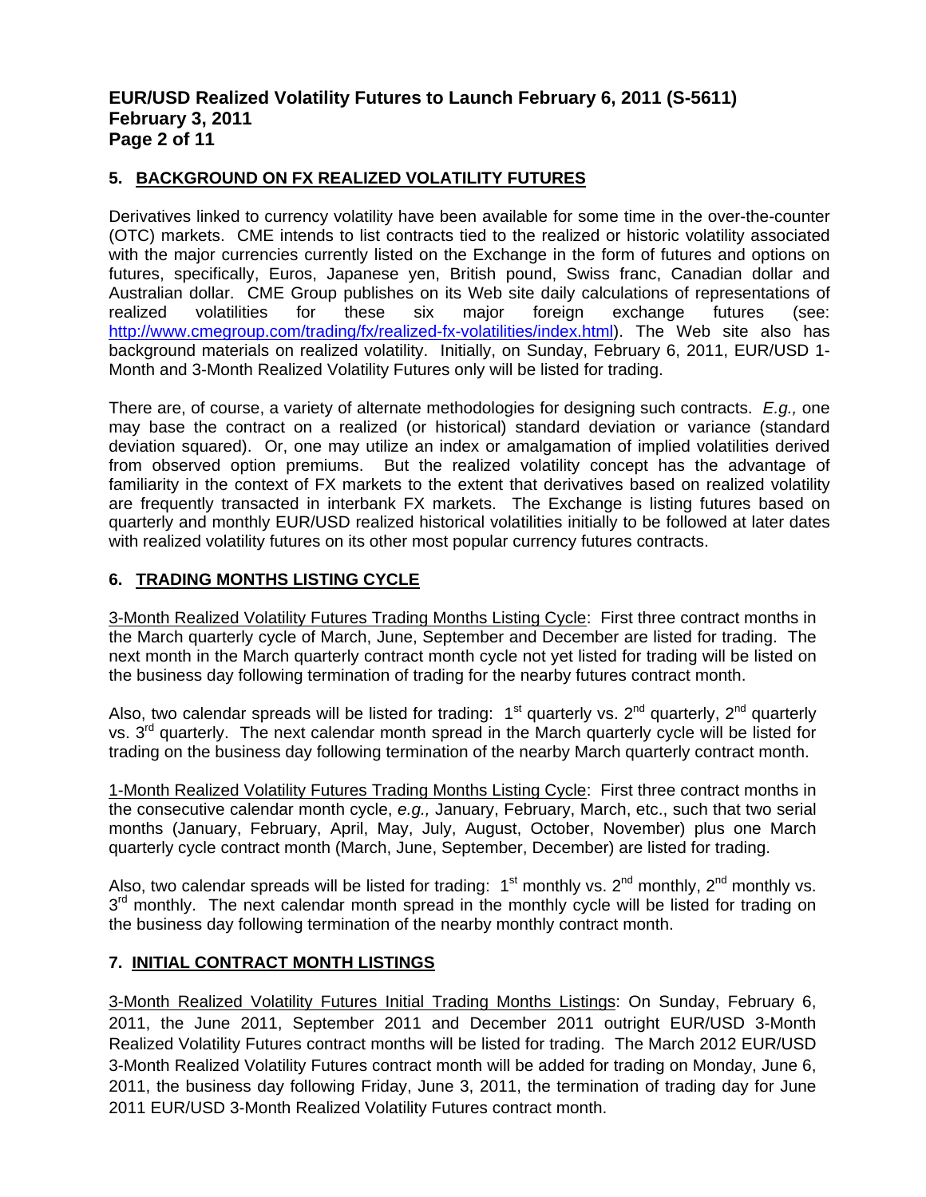## 5. BACKGROUND ON FX REALIZED VOLATILITY FUTURES

Derivatives linked to currency volatility have been available for some time in the over-the-counter (OTC) markets. CME intends to list contracts tied to the realized or historic volatility associated with the major currencies currently listed on the Exchange in the form of futures and options on futures, specifically, Euros, Japanese yen, British pound, Swiss franc, Canadian dollar and Australian dollar. CME Group publishes on its Web site daily calculations of representations of realized volatilities for these six major foreign exchange futures (see: http://www.cmegroup.com/trading/fx/realized-fx-volatilities/index.html). The Web site also has background materials on realized volatility. Initially, on Sunday, February 6, 2011, EUR/USD 1-Month and 3-Month Realized Volatility Futures only will be listed for trading.

There are, of course, a variety of alternate methodologies for designing such contracts. *E.g.,* one may base the contract on a realized (or historical) standard deviation or variance (standard deviation squared). Or, one may utilize an index or amalgamation of implied volatilities derived from observed option premiums. But the realized volatility concept has the advantage of familiarity in the context of FX markets to the extent that derivatives based on realized volatility are frequently transacted in interbank FX markets. The Exchange is listing futures based on quarterly and monthly EUR/USD realized historical volatilities initially to be followed at later dates with realized volatility futures on its other most popular currency futures contracts.

## 6. TRADING MONTHS LISTING CYCLE

3-Month Realized Volatility Futures Trading Months Listing Cycle: First three contract months in the March quarterly cycle of March, June, September and December are listed for trading. The next month in the March quarterly contract month cycle not yet listed for trading will be listed on the business day following termination of trading for the nearby futures contract month.

Also, two calendar spreads will be listed for trading: 1st quarterly vs. 2nd quarterly, 2nd quarterly vs. 3rd quarterly. The next calendar month spread in the March quarterly cycle will be listed for trading on the business day following termination of the nearby March quarterly contract month.

1-Month Realized Volatility Futures Trading Months Listing Cycle: First three contract months in the consecutive calendar month cycle, *e.g.,* January, February, March, etc., such that two serial months (January, February, April, May, July, August, October, November) plus one March quarterly cycle contract month (March, June, September, December) are listed for trading.

Also, two calendar spreads will be listed for trading: 1st monthly vs. 2nd monthly, 2nd monthly vs. 3rd monthly. The next calendar month spread in the monthly cycle will be listed for trading on the business day following termination of the nearby monthly contract month.

## 7. INITIAL CONTRACT MONTH LISTINGS

3-Month Realized Volatility Futures Initial Trading Months Listings: On Sunday, February 6, 2011, the June 2011, September 2011 and December 2011 outright EUR/USD 3-Month Realized Volatility Futures contract months will be listed for trading. The March 2012 EUR/USD 3-Month Realized Volatility Futures contract month will be added for trading on Monday, June 6, 2011, the business day following Friday, June 3, 2011, the termination of trading day for June 2011 EUR/USD 3-Month Realized Volatility Futures contract month.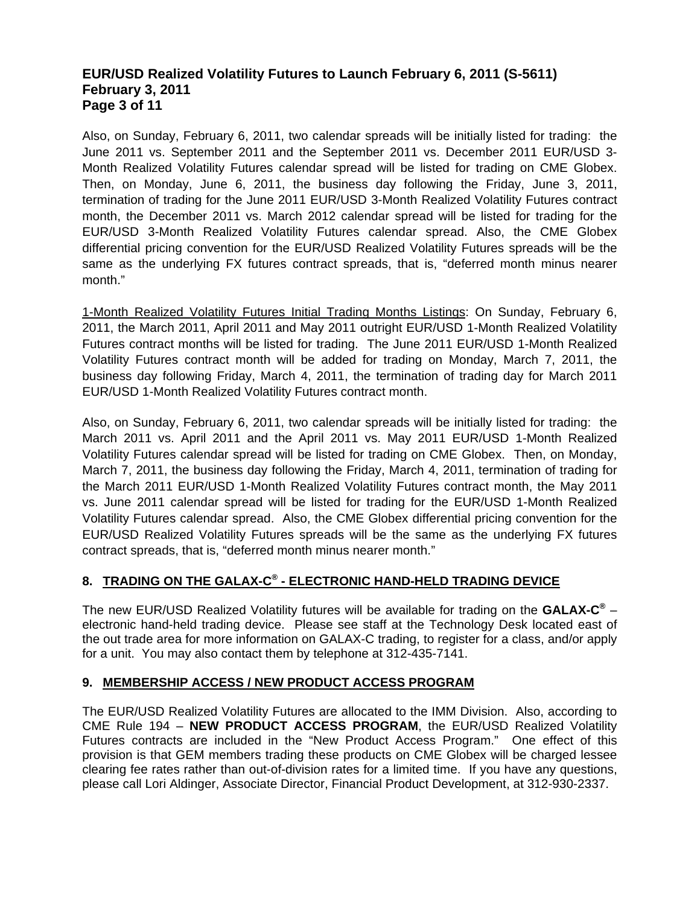Also, on Sunday, February 6, 2011, two calendar spreads will be initially listed for trading: the June 2011 vs. September 2011 and the September 2011 vs. December 2011 EUR/USD 3-Month Realized Volatility Futures calendar spread will be listed for trading on CME Globex. Then, on Monday, June 6, 2011, the business day following the Friday, June 3, 2011, termination of trading for the June 2011 EUR/USD 3-Month Realized Volatility Futures contract month, the December 2011 vs. March 2012 calendar spread will be listed for trading for the EUR/USD 3-Month Realized Volatility Futures calendar spread. Also, the CME Globex differential pricing convention for the EUR/USD Realized Volatility Futures spreads will be the same as the underlying FX futures contract spreads, that is, "deferred month minus nearer month."

1-Month Realized Volatility Futures Initial Trading Months Listings: On Sunday, February 6, 2011, the March 2011, April 2011 and May 2011 outright EUR/USD 1-Month Realized Volatility Futures contract months will be listed for trading. The June 2011 EUR/USD 1-Month Realized Volatility Futures contract month will be added for trading on Monday, March 7, 2011, the business day following Friday, March 4, 2011, the termination of trading day for March 2011 EUR/USD 1-Month Realized Volatility Futures contract month.

Also, on Sunday, February 6, 2011, two calendar spreads will be initially listed for trading: the March 2011 vs. April 2011 and the April 2011 vs. May 2011 EUR/USD 1-Month Realized Volatility Futures calendar spread will be listed for trading on CME Globex. Then, on Monday, March 7, 2011, the business day following the Friday, March 4, 2011, termination of trading for the March 2011 EUR/USD 1-Month Realized Volatility Futures contract month, the May 2011 vs. June 2011 calendar spread will be listed for trading for the EUR/USD 1-Month Realized Volatility Futures calendar spread. Also, the CME Globex differential pricing convention for the EUR/USD Realized Volatility Futures spreads will be the same as the underlying FX futures contract spreads, that is, "deferred month minus nearer month."

## 8. TRADING ON THE GALAX-C® - ELECTRONIC HAND-HELD TRADING DEVICE

The new EUR/USD Realized Volatility futures will be available for trading on the **GALAX-C®** – electronic hand-held trading device. Please see staff at the Technology Desk located east of the out trade area for more information on GALAX-C trading, to register for a class, and/or apply for a unit. You may also contact them by telephone at 312-435-7141.

## 9. MEMBERSHIP ACCESS / NEW PRODUCT ACCESS PROGRAM

The EUR/USD Realized Volatility Futures are allocated to the IMM Division. Also, according to CME Rule 194 – **NEW PRODUCT ACCESS PROGRAM**, the EUR/USD Realized Volatility Futures contracts are included in the "New Product Access Program." One effect of this provision is that GEM members trading these products on CME Globex will be charged lessee clearing fee rates rather than out-of-division rates for a limited time. If you have any questions, please call Lori Aldinger, Associate Director, Financial Product Development, at 312-930-2337.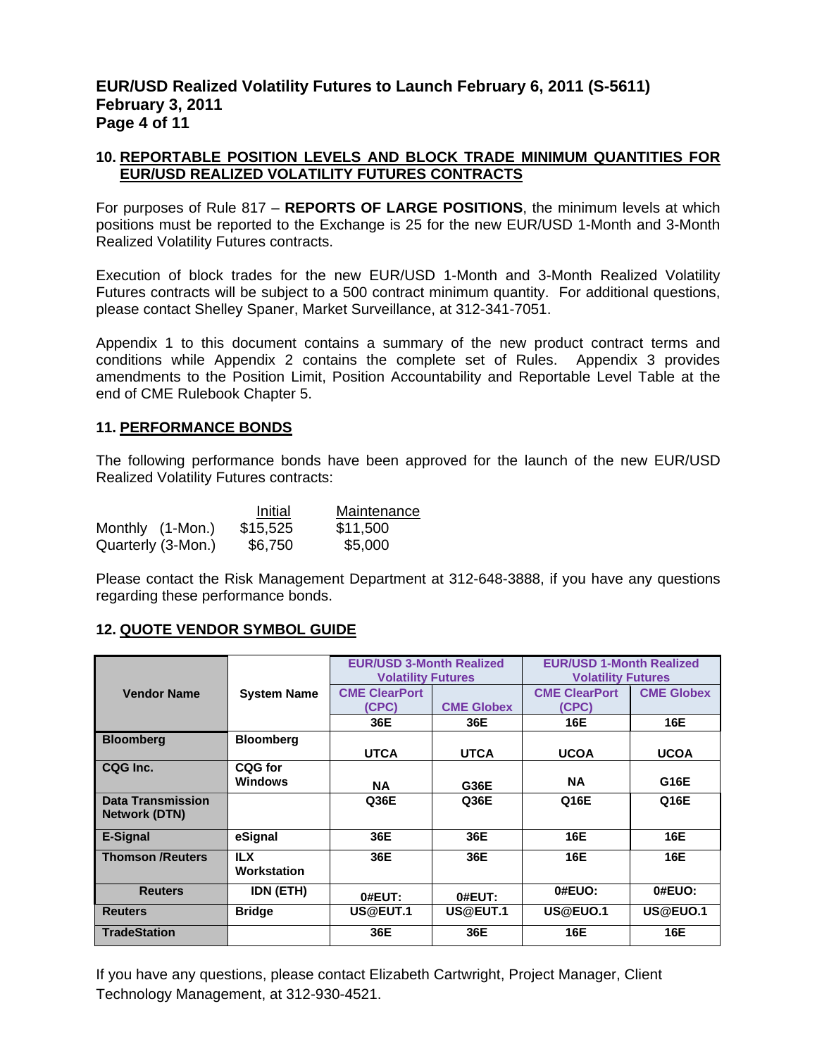## 10. REPORTABLE POSITION LEVELS AND BLOCK TRADE MINIMUM QUANTITIES FOR EUR/USD REALIZED VOLATILITY FUTURES CONTRACTS

For purposes of Rule 817 – **REPORTS OF LARGE POSITIONS**, the minimum levels at which positions must be reported to the Exchange is 25 for the new EUR/USD 1-Month and 3-Month Realized Volatility Futures contracts.

Execution of block trades for the new EUR/USD 1-Month and 3-Month Realized Volatility Futures contracts will be subject to a 500 contract minimum quantity. For additional questions, please contact Shelley Spaner, Market Surveillance, at 312-341-7051.

Appendix 1 to this document contains a summary of the new product contract terms and conditions while Appendix 2 contains the complete set of Rules. Appendix 3 provides amendments to the Position Limit, Position Accountability and Reportable Level Table at the end of CME Rulebook Chapter 5.

## 11. PERFORMANCE BONDS

The following performance bonds have been approved for the launch of the new EUR/USD Realized Volatility Futures contracts:

| | Initial | Maintenance |
|---|---|---|
| Monthly (1-Mon.) | $15,525 | $11,500 |
| Quarterly (3-Mon.) | $6,750 | $5,000 |

Please contact the Risk Management Department at 312-648-3888, if you have any questions regarding these performance bonds.

## 12. QUOTE VENDOR SYMBOL GUIDE

| Vendor Name | System Name | EUR/USD 3-Month Realized Volatility Futures | | EUR/USD 1-Month Realized Volatility Futures | |
|---|---|---|---|---|---|
| | | CME ClearPort (CPC) | CME Globex | CME ClearPort (CPC) | CME Globex |
| | | 36E | 36E | 16E | 16E |
| Bloomberg | Bloomberg | UTCA | UTCA | UCOA | UCOA |
| CQG Inc. | CQG for Windows | NA | G36E | NA | G16E |
| Data Transmission Network (DTN) | | Q36E | Q36E | Q16E | Q16E |
| E-Signal | eSignal | 36E | 36E | 16E | 16E |
| Thomson /Reuters | ILX Workstation | 36E | 36E | 16E | 16E |
| Reuters | IDN (ETH) | 0#EUT: | 0#EUT: | 0#EUO: | 0#EUO: |
| Reuters | Bridge | US@EUT.1 | US@EUT.1 | US@EUO.1 | US@EUO.1 |
| TradeStation | | 36E | 36E | 16E | 16E |

If you have any questions, please contact Elizabeth Cartwright, Project Manager, Client Technology Management, at 312-930-4521.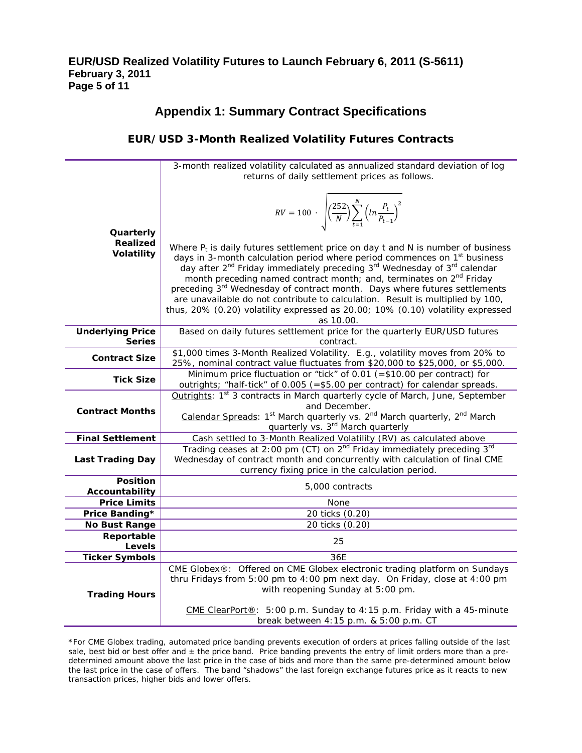## Appendix 1: Summary Contract Specifications

### EUR/USD 3-Month Realized Volatility Futures Contracts

| | |
|---|---|
| **Quarterly Realized Volatility** | 3-month realized volatility calculated as annualized standard deviation of log returns of daily settlement prices as follows. $$RV = 100 \cdot \sqrt{\left(\frac{252}{N}\right)\sum_{t=1}^{N}\left(ln\frac{P_t}{P_{t-1}}\right)^2}$$ Where $P_t$ is daily futures settlement price on day t and N is number of business days in 3-month calculation period where period commences on 1st business day after 2nd Friday immediately preceding 3rd Wednesday of 3rd calendar month preceding named contract month; and, terminates on 2nd Friday preceding 3rd Wednesday of contract month. Days where futures settlements are unavailable do not contribute to calculation. Result is multiplied by 100, thus, 20% (0.20) volatility expressed as 20.00; 10% (0.10) volatility expressed as 10.00. |
| **Underlying Price Series** | Based on daily futures settlement price for the quarterly EUR/USD futures contract. |
| **Contract Size** | $1,000 times 3-Month Realized Volatility. E.g., volatility moves from 20% to 25%, nominal contract value fluctuates from $20,000 to $25,000, or $5,000. |
| **Tick Size** | Minimum price fluctuation or "tick" of 0.01 (=$10.00 per contract) for outrights; "half-tick" of 0.005 (=$5.00 per contract) for calendar spreads. |
| **Contract Months** | Outrights: 1st 3 contracts in March quarterly cycle of March, June, September and December. Calendar Spreads: 1st March quarterly vs. 2nd March quarterly, 2nd March quarterly vs. 3rd March quarterly |
| **Final Settlement** | Cash settled to 3-Month Realized Volatility (RV) as calculated above |
| **Last Trading Day** | Trading ceases at 2:00 pm (CT) on 2nd Friday immediately preceding 3rd Wednesday of contract month and concurrently with calculation of final CME currency fixing price in the calculation period. |
| **Position Accountability** | 5,000 contracts |
| **Price Limits** | None |
| **Price Banding*** | 20 ticks (0.20) |
| **No Bust Range** | 20 ticks (0.20) |
| **Reportable Levels** | 25 |
| **Ticker Symbols** | 36E |
| **Trading Hours** | CME Globex®: Offered on CME Globex electronic trading platform on Sundays thru Fridays from 5:00 pm to 4:00 pm next day. On Friday, close at 4:00 pm with reopening Sunday at 5:00 pm. CME ClearPort®: 5:00 p.m. Sunday to 4:15 p.m. Friday with a 45-minute break between 4:15 p.m. & 5:00 p.m. CT |

*For CME Globex trading, automated price banding prevents execution of orders at prices falling outside of the last sale, best bid or best offer and ± the price band. Price banding prevents the entry of limit orders more than a pre-determined amount above the last price in the case of bids and more than the same pre-determined amount below the last price in the case of offers. The band "shadows" the last foreign exchange futures price as it reacts to new transaction prices, higher bids and lower offers.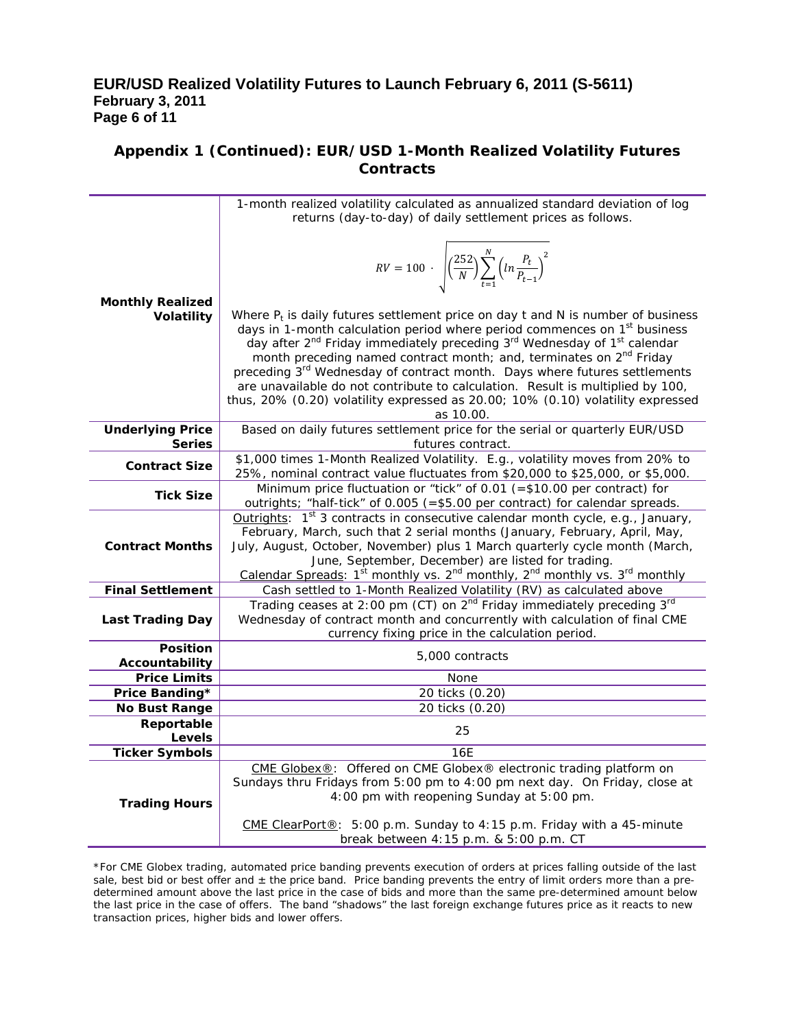## Appendix 1 (Continued): EUR/USD 1-Month Realized Volatility Futures Contracts

| | |
|---|---|
| **Monthly Realized Volatility** | 1-month realized volatility calculated as annualized standard deviation of log returns (day-to-day) of daily settlement prices as follows.<br><br>$$RV = 100 \cdot \sqrt{\left(\frac{252}{N}\right)\sum_{t=1}^{N}\left(\ln\frac{P_t}{P_{t-1}}\right)^2}$$<br><br>Where $P_t$ is daily futures settlement price on day t and N is number of business days in 1-month calculation period where period commences on 1st business day after 2nd Friday immediately preceding 3rd Wednesday of 1st calendar month preceding named contract month; and, terminates on 2nd Friday preceding 3rd Wednesday of contract month. Days where futures settlements are unavailable do not contribute to calculation. Result is multiplied by 100, thus, 20% (0.20) volatility expressed as 20.00; 10% (0.10) volatility expressed as 10.00. |
| **Underlying Price Series** | Based on daily futures settlement price for the serial or quarterly EUR/USD futures contract. |
| **Contract Size** | $1,000 times 1-Month Realized Volatility. E.g., volatility moves from 20% to 25%, nominal contract value fluctuates from $20,000 to $25,000, or $5,000. |
| **Tick Size** | Minimum price fluctuation or "tick" of 0.01 (=$10.00 per contract) for outrights; "half-tick" of 0.005 (=$5.00 per contract) for calendar spreads. |
| **Contract Months** | Outrights: 1st 3 contracts in consecutive calendar month cycle, e.g., January, February, March, such that 2 serial months (January, February, April, May, July, August, October, November) plus 1 March quarterly cycle month (March, June, September, December) are listed for trading.<br>Calendar Spreads: 1st monthly vs. 2nd monthly, 2nd monthly vs. 3rd monthly |
| **Final Settlement** | Cash settled to 1-Month Realized Volatility (RV) as calculated above |
| **Last Trading Day** | Trading ceases at 2:00 pm (CT) on 2nd Friday immediately preceding 3rd Wednesday of contract month and concurrently with calculation of final CME currency fixing price in the calculation period. |
| **Position Accountability** | 5,000 contracts |
| **Price Limits** | None |
| **Price Banding*** | 20 ticks (0.20) |
| **No Bust Range** | 20 ticks (0.20) |
| **Reportable Levels** | 25 |
| **Ticker Symbols** | 16E |
| **Trading Hours** | CME Globex®: Offered on CME Globex® electronic trading platform on Sundays thru Fridays from 5:00 pm to 4:00 pm next day. On Friday, close at 4:00 pm with reopening Sunday at 5:00 pm.<br><br>CME ClearPort®: 5:00 p.m. Sunday to 4:15 p.m. Friday with a 45-minute break between 4:15 p.m. & 5:00 p.m. CT |

*For CME Globex trading, automated price banding prevents execution of orders at prices falling outside of the last sale, best bid or best offer and ± the price band. Price banding prevents the entry of limit orders more than a pre-determined amount above the last price in the case of bids and more than the same pre-determined amount below the last price in the case of offers. The band "shadows" the last foreign exchange futures price as it reacts to new transaction prices, higher bids and lower offers.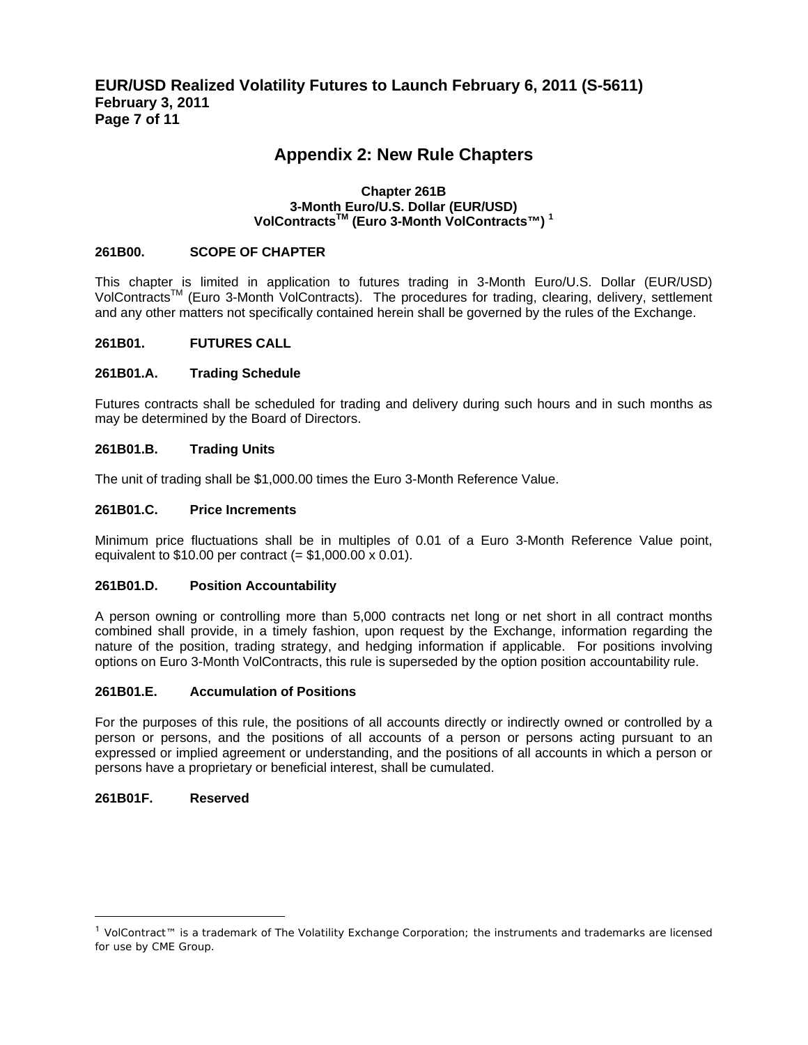# Appendix 2: New Rule Chapters

## Chapter 261B
## 3-Month Euro/U.S. Dollar (EUR/USD) VolContracts™ (Euro 3-Month VolContracts™) [1]

**261B00. SCOPE OF CHAPTER**

This chapter is limited in application to futures trading in 3-Month Euro/U.S. Dollar (EUR/USD) VolContracts™ (Euro 3-Month VolContracts). The procedures for trading, clearing, delivery, settlement and any other matters not specifically contained herein shall be governed by the rules of the Exchange.

**261B01. FUTURES CALL**

**261B01.A. Trading Schedule**

Futures contracts shall be scheduled for trading and delivery during such hours and in such months as may be determined by the Board of Directors.

**261B01.B. Trading Units**

The unit of trading shall be $1,000.00 times the Euro 3-Month Reference Value.

**261B01.C. Price Increments**

Minimum price fluctuations shall be in multiples of 0.01 of a Euro 3-Month Reference Value point, equivalent to $10.00 per contract (= $1,000.00 x 0.01).

**261B01.D. Position Accountability**

A person owning or controlling more than 5,000 contracts net long or net short in all contract months combined shall provide, in a timely fashion, upon request by the Exchange, information regarding the nature of the position, trading strategy, and hedging information if applicable. For positions involving options on Euro 3-Month VolContracts, this rule is superseded by the option position accountability rule.

**261B01.E. Accumulation of Positions**

For the purposes of this rule, the positions of all accounts directly or indirectly owned or controlled by a person or persons, and the positions of all accounts of a person or persons acting pursuant to an expressed or implied agreement or understanding, and the positions of all accounts in which a person or persons have a proprietary or beneficial interest, shall be cumulated.

**261B01F. Reserved**

---

[1] VolContract™ is a trademark of The Volatility Exchange Corporation; the instruments and trademarks are licensed for use by CME Group.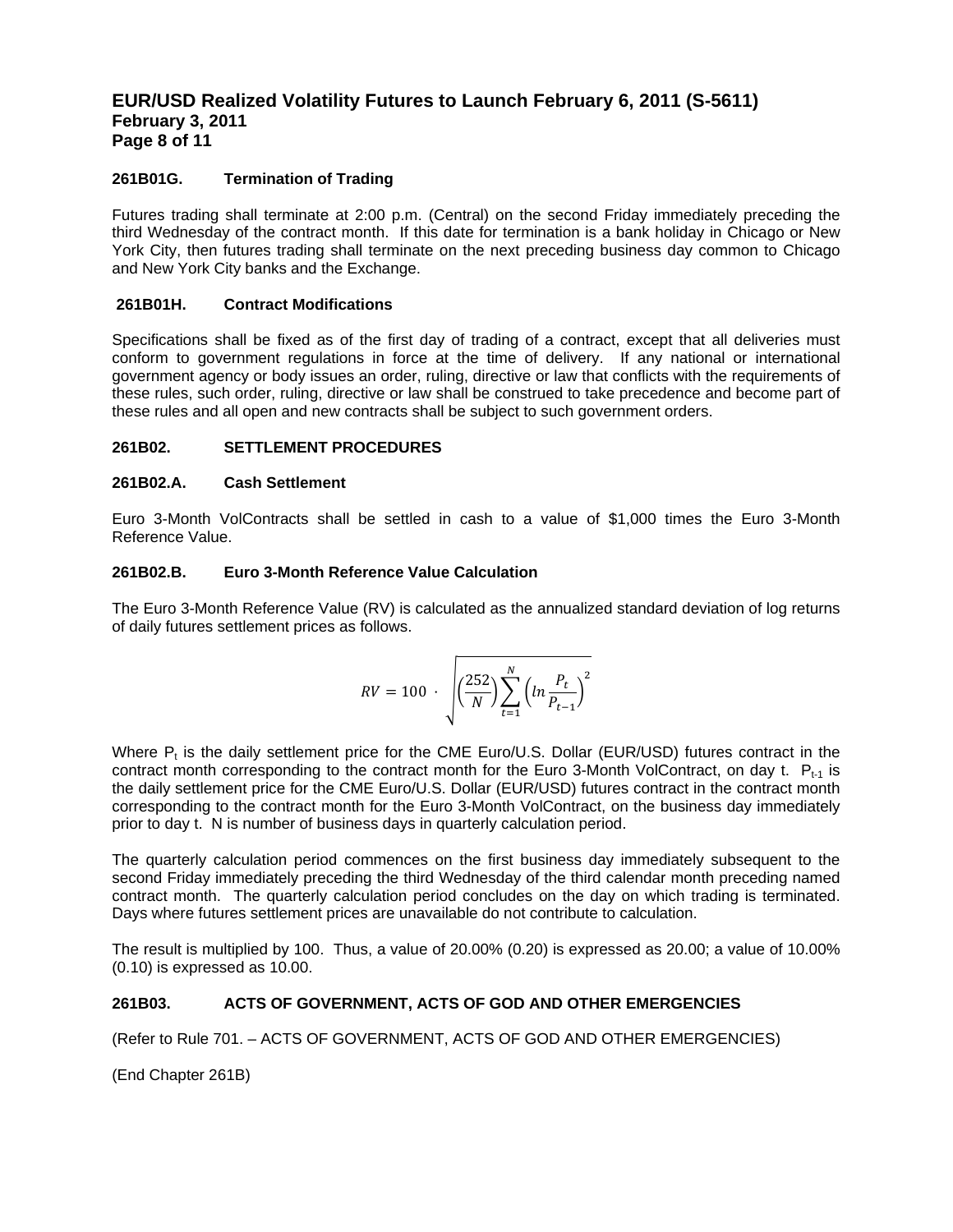### 261B01G. Termination of Trading

Futures trading shall terminate at 2:00 p.m. (Central) on the second Friday immediately preceding the third Wednesday of the contract month. If this date for termination is a bank holiday in Chicago or New York City, then futures trading shall terminate on the next preceding business day common to Chicago and New York City banks and the Exchange.

### 261B01H. Contract Modifications

Specifications shall be fixed as of the first day of trading of a contract, except that all deliveries must conform to government regulations in force at the time of delivery. If any national or international government agency or body issues an order, ruling, directive or law that conflicts with the requirements of these rules, such order, ruling, directive or law shall be construed to take precedence and become part of these rules and all open and new contracts shall be subject to such government orders.

## 261B02. SETTLEMENT PROCEDURES

### 261B02.A. Cash Settlement

Euro 3-Month VolContracts shall be settled in cash to a value of $1,000 times the Euro 3-Month Reference Value.

### 261B02.B. Euro 3-Month Reference Value Calculation

The Euro 3-Month Reference Value (RV) is calculated as the annualized standard deviation of log returns of daily futures settlement prices as follows.

$$RV = 100 \cdot \sqrt{\left(\frac{252}{N}\right)\sum_{t=1}^{N}\left(ln\frac{P_t}{P_{t-1}}\right)^2}$$

Where $P_t$ is the daily settlement price for the CME Euro/U.S. Dollar (EUR/USD) futures contract in the contract month corresponding to the contract month for the Euro 3-Month VolContract, on day t. $P_{t-1}$ is the daily settlement price for the CME Euro/U.S. Dollar (EUR/USD) futures contract in the contract month corresponding to the contract month for the Euro 3-Month VolContract, on the business day immediately prior to day t. N is number of business days in quarterly calculation period.

The quarterly calculation period commences on the first business day immediately subsequent to the second Friday immediately preceding the third Wednesday of the third calendar month preceding named contract month. The quarterly calculation period concludes on the day on which trading is terminated. Days where futures settlement prices are unavailable do not contribute to calculation.

The result is multiplied by 100. Thus, a value of 20.00% (0.20) is expressed as 20.00; a value of 10.00% (0.10) is expressed as 10.00.

## 261B03. ACTS OF GOVERNMENT, ACTS OF GOD AND OTHER EMERGENCIES

(Refer to Rule 701. – ACTS OF GOVERNMENT, ACTS OF GOD AND OTHER EMERGENCIES)

(End Chapter 261B)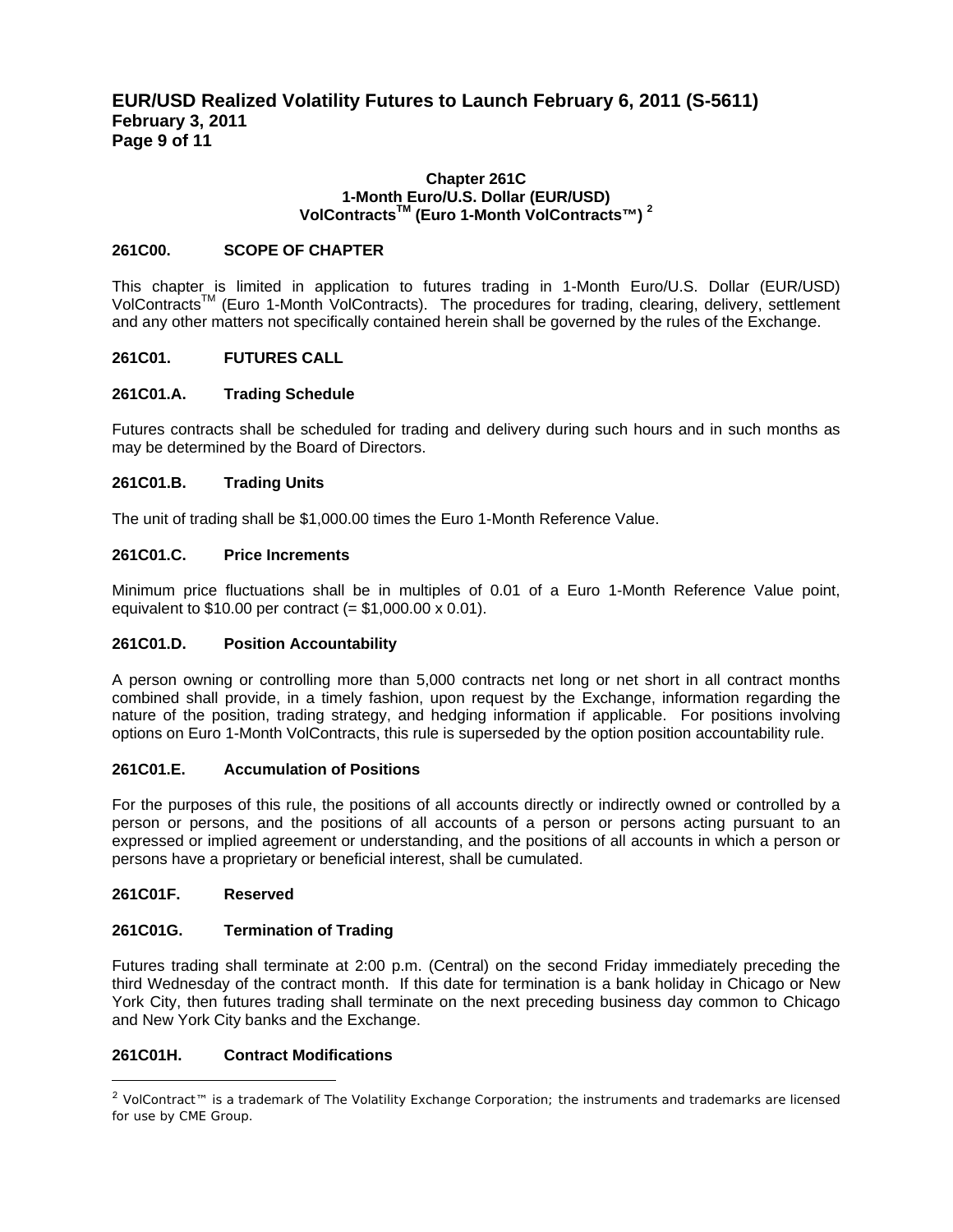### Chapter 261C
### 1-Month Euro/U.S. Dollar (EUR/USD) VolContracts™ (Euro 1-Month VolContracts™) [2]

**261C00. SCOPE OF CHAPTER**

This chapter is limited in application to futures trading in 1-Month Euro/U.S. Dollar (EUR/USD) VolContracts™ (Euro 1-Month VolContracts). The procedures for trading, clearing, delivery, settlement and any other matters not specifically contained herein shall be governed by the rules of the Exchange.

**261C01. FUTURES CALL**

**261C01.A. Trading Schedule**

Futures contracts shall be scheduled for trading and delivery during such hours and in such months as may be determined by the Board of Directors.

**261C01.B. Trading Units**

The unit of trading shall be $1,000.00 times the Euro 1-Month Reference Value.

**261C01.C. Price Increments**

Minimum price fluctuations shall be in multiples of 0.01 of a Euro 1-Month Reference Value point, equivalent to $10.00 per contract (= $1,000.00 x 0.01).

**261C01.D. Position Accountability**

A person owning or controlling more than 5,000 contracts net long or net short in all contract months combined shall provide, in a timely fashion, upon request by the Exchange, information regarding the nature of the position, trading strategy, and hedging information if applicable. For positions involving options on Euro 1-Month VolContracts, this rule is superseded by the option position accountability rule.

**261C01.E. Accumulation of Positions**

For the purposes of this rule, the positions of all accounts directly or indirectly owned or controlled by a person or persons, and the positions of all accounts of a person or persons acting pursuant to an expressed or implied agreement or understanding, and the positions of all accounts in which a person or persons have a proprietary or beneficial interest, shall be cumulated.

**261C01F. Reserved**

**261C01G. Termination of Trading**

Futures trading shall terminate at 2:00 p.m. (Central) on the second Friday immediately preceding the third Wednesday of the contract month. If this date for termination is a bank holiday in Chicago or New York City, then futures trading shall terminate on the next preceding business day common to Chicago and New York City banks and the Exchange.

**261C01H. Contract Modifications**

---

[2] *VolContract™ is a trademark of The Volatility Exchange Corporation; the instruments and trademarks are licensed for use by CME Group.*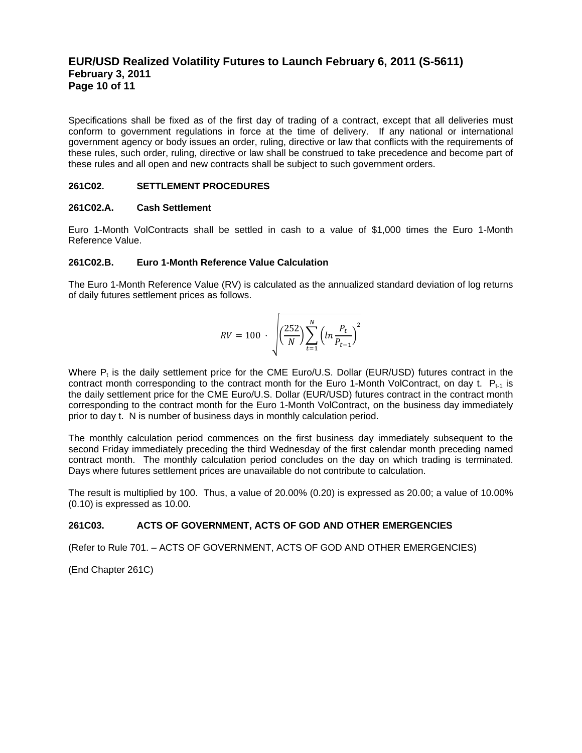Specifications shall be fixed as of the first day of trading of a contract, except that all deliveries must conform to government regulations in force at the time of delivery. If any national or international government agency or body issues an order, ruling, directive or law that conflicts with the requirements of these rules, such order, ruling, directive or law shall be construed to take precedence and become part of these rules and all open and new contracts shall be subject to such government orders.

**261C02. SETTLEMENT PROCEDURES**

**261C02.A. Cash Settlement**

Euro 1-Month VolContracts shall be settled in cash to a value of $1,000 times the Euro 1-Month Reference Value.

**261C02.B. Euro 1-Month Reference Value Calculation**

The Euro 1-Month Reference Value (RV) is calculated as the annualized standard deviation of log returns of daily futures settlement prices as follows.

$$RV = 100 \cdot \sqrt{\left(\frac{252}{N}\right)\sum_{t=1}^{N}\left(ln\frac{P_t}{P_{t-1}}\right)^2}$$

Where $P_t$ is the daily settlement price for the CME Euro/U.S. Dollar (EUR/USD) futures contract in the contract month corresponding to the contract month for the Euro 1-Month VolContract, on day t. $P_{t-1}$ is the daily settlement price for the CME Euro/U.S. Dollar (EUR/USD) futures contract in the contract month corresponding to the contract month for the Euro 1-Month VolContract, on the business day immediately prior to day t. N is number of business days in monthly calculation period.

The monthly calculation period commences on the first business day immediately subsequent to the second Friday immediately preceding the third Wednesday of the first calendar month preceding named contract month. The monthly calculation period concludes on the day on which trading is terminated. Days where futures settlement prices are unavailable do not contribute to calculation.

The result is multiplied by 100. Thus, a value of 20.00% (0.20) is expressed as 20.00; a value of 10.00% (0.10) is expressed as 10.00.

**261C03. ACTS OF GOVERNMENT, ACTS OF GOD AND OTHER EMERGENCIES**

(Refer to Rule 701. – ACTS OF GOVERNMENT, ACTS OF GOD AND OTHER EMERGENCIES)

(End Chapter 261C)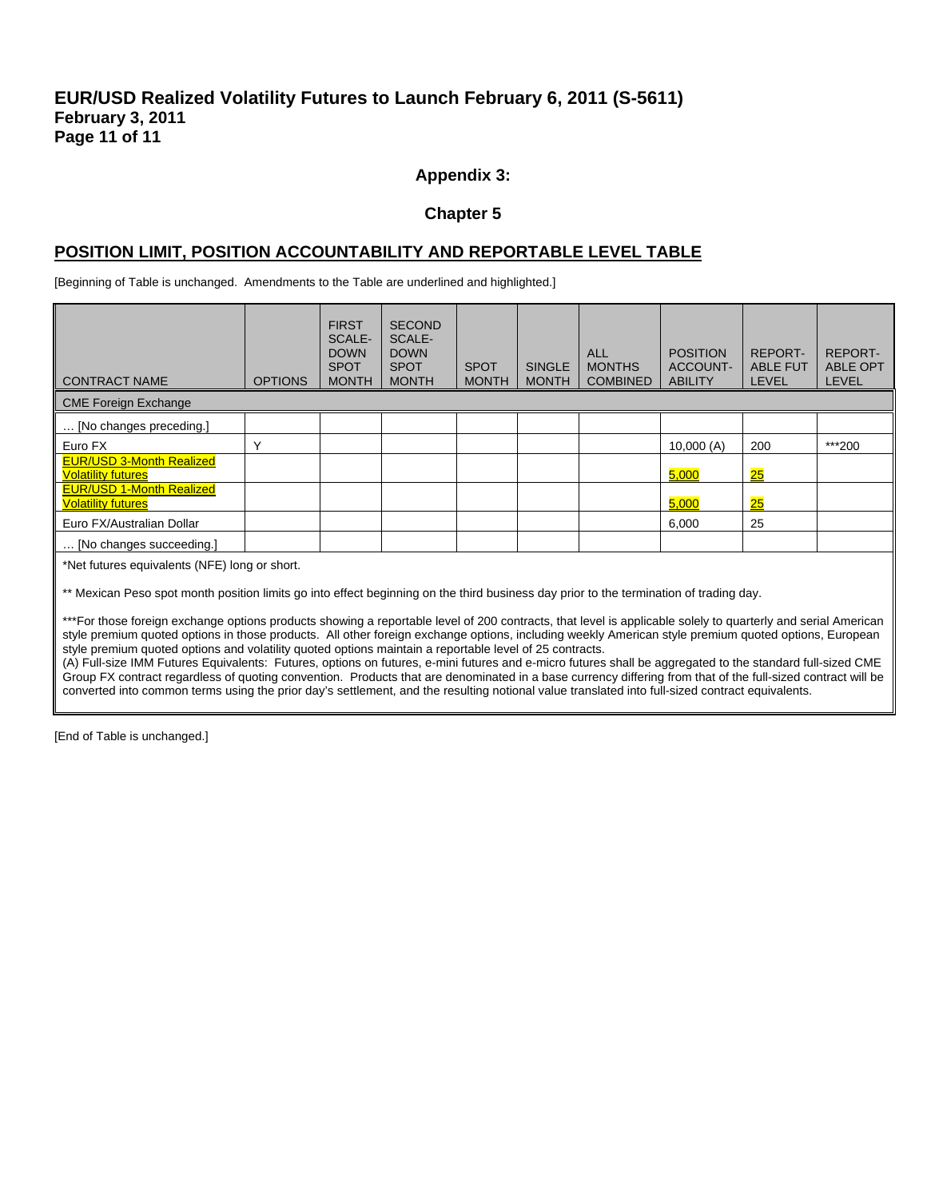## Appendix 3:

## Chapter 5

## POSITION LIMIT, POSITION ACCOUNTABILITY AND REPORTABLE LEVEL TABLE

[Beginning of Table is unchanged. Amendments to the Table are underlined and highlighted.]

| CONTRACT NAME | OPTIONS | FIRST SCALE-DOWN SPOT MONTH | SECOND SCALE-DOWN SPOT MONTH | SPOT MONTH | SINGLE MONTH | ALL MONTHS COMBINED | POSITION ACCOUNT-ABILITY | REPORT-ABLE FUT LEVEL | REPORT-ABLE OPT LEVEL |
|---|---|---|---|---|---|---|---|---|---|
| CME Foreign Exchange | | | | | | | | | |
| … [No changes preceding.] | | | | | | | | | |
| Euro FX | Y | | | | | | 10,000 (A) | 200 | ***200 |
| EUR/USD 3-Month Realized Volatility futures | | | | | | | 5,000 | 25 | |
| EUR/USD 1-Month Realized Volatility futures | | | | | | | 5,000 | 25 | |
| Euro FX/Australian Dollar | | | | | | | 6,000 | 25 | |
| … [No changes succeeding.] | | | | | | | | | |

*Net futures equivalents (NFE) long or short.

** Mexican Peso spot month position limits go into effect beginning on the third business day prior to the termination of trading day.

***For those foreign exchange options products showing a reportable level of 200 contracts, that level is applicable solely to quarterly and serial American style premium quoted options in those products. All other foreign exchange options, including weekly American style premium quoted options, European style premium quoted options and volatility quoted options maintain a reportable level of 25 contracts.

(A) Full-size IMM Futures Equivalents: Futures, options on futures, e-mini futures and e-micro futures shall be aggregated to the standard full-sized CME Group FX contract regardless of quoting convention. Products that are denominated in a base currency differing from that of the full-sized contract will be converted into common terms using the prior day's settlement, and the resulting notional value translated into full-sized contract equivalents.

[End of Table is unchanged.]